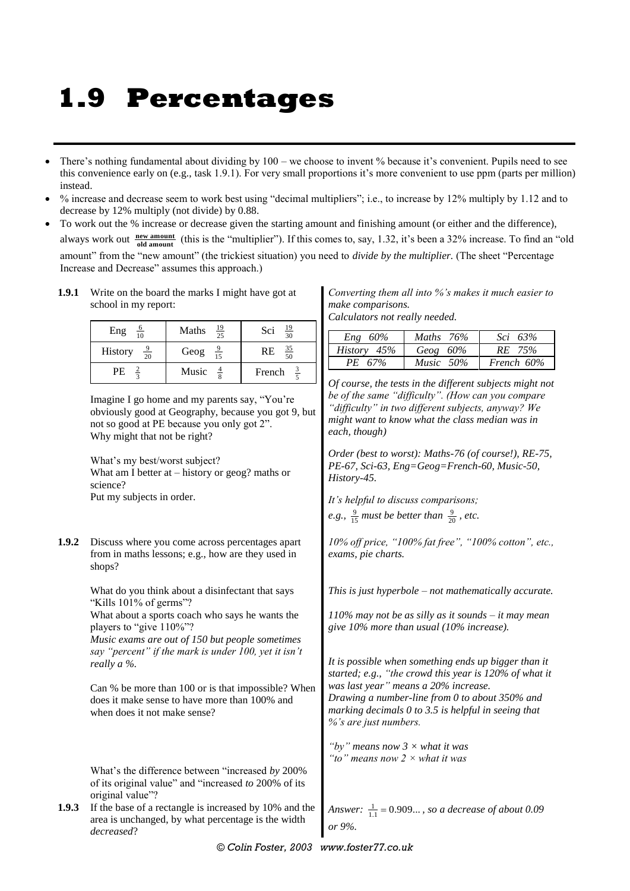# 1.9 Percentages

- There's nothing fundamental about dividing by 100 – we choose to invent % because it's convenient. Pupils need to see this convenience early on (e.g., task 1.9.1). For very small proportions it's more convenient to use ppm (parts per million) instead.
- % increase and decrease seem to work best using "decimal multipliers"; i.e., to increase by 12% multiply by 1.12 and to decrease by 12% multiply (not divide) by 0.88.
- To work out the % increase or decrease given the starting amount and finishing amount (or either and the difference), always work out $\frac{\textbf{new amount}}{\textbf{old amount}}$ (this is the "multiplier"). If this comes to, say, 1.32, it's been a 32% increase. To find an "old amount" from the "new amount" (the trickiest situation) you need to *divide by the multiplier.* (The sheet "Percentage Increase and Decrease" assumes this approach.)

**1.9.1** Write on the board the marks I might have got at school in my report:

| | | |
|---|---|---|
| Eng $\frac{6}{10}$ | Maths $\frac{19}{25}$ | Sci $\frac{19}{30}$ |
| History $\frac{9}{20}$ | Geog $\frac{9}{15}$ | RE $\frac{35}{50}$ |
| PE $\frac{2}{3}$ | Music $\frac{4}{8}$ | French $\frac{3}{5}$ |

Imagine I go home and my parents say, "You're obviously good at Geography, because you got 9, but not so good at PE because you only got 2". Why might that not be right?

What's my best/worst subject?
What am I better at – history or geog? maths or science?
Put my subjects in order.

*Converting them all into %'s makes it much easier to make comparisons.*
*Calculators not really needed.*

| | | |
|---|---|---|
| *Eng 60%* | *Maths 76%* | *Sci 63%* |
| *History 45%* | *Geog 60%* | *RE 75%* |
| *PE 67%* | *Music 50%* | *French 60%* |

*Of course, the tests in the different subjects might not be of the same "difficulty". (How can you compare "difficulty" in two different subjects, anyway? We might want to know what the class median was in each, though)*

*Order (best to worst): Maths-76 (of course!), RE-75, PE-67, Sci-63, Eng=Geog=French-60, Music-50, History-45.*

*It's helpful to discuss comparisons;*
*e.g., $\frac{9}{15}$ must be better than $\frac{9}{20}$, etc.*

**1.9.2** Discuss where you come across percentages apart from in maths lessons; e.g., how are they used in shops?

*10% off price, "100% fat free", "100% cotton", etc., exams, pie charts.*

What do you think about a disinfectant that says "Kills 101% of germs"?

*This is just hyperbole – not mathematically accurate.*

What about a sports coach who says he wants the players to "give 110%"?

*110% may not be as silly as it sounds – it may mean give 10% more than usual (10% increase).*

*Music exams are out of 150 but people sometimes say "percent" if the mark is under 100, yet it isn't really a %.*

Can % be more than 100 or is that impossible? When does it make sense to have more than 100% and when does it not make sense?

*It is possible when something ends up bigger than it started; e.g., "the crowd this year is 120% of what it was last year" means a 20% increase.*
*Drawing a number-line from 0 to about 350% and marking decimals 0 to 3.5 is helpful in seeing that %'s are just numbers.*

What's the difference between "increased *by* 200% of its original value" and "increased *to* 200% of its original value"?

*"by" means now 3 × what it was*
*"to" means now 2 × what it was*

**1.9.3** If the base of a rectangle is increased by 10% and the area is unchanged, by what percentage is the width *decreased*?

*Answer: $\frac{1}{1.1} = 0.909...$, so a decrease of about 0.09 or 9%.*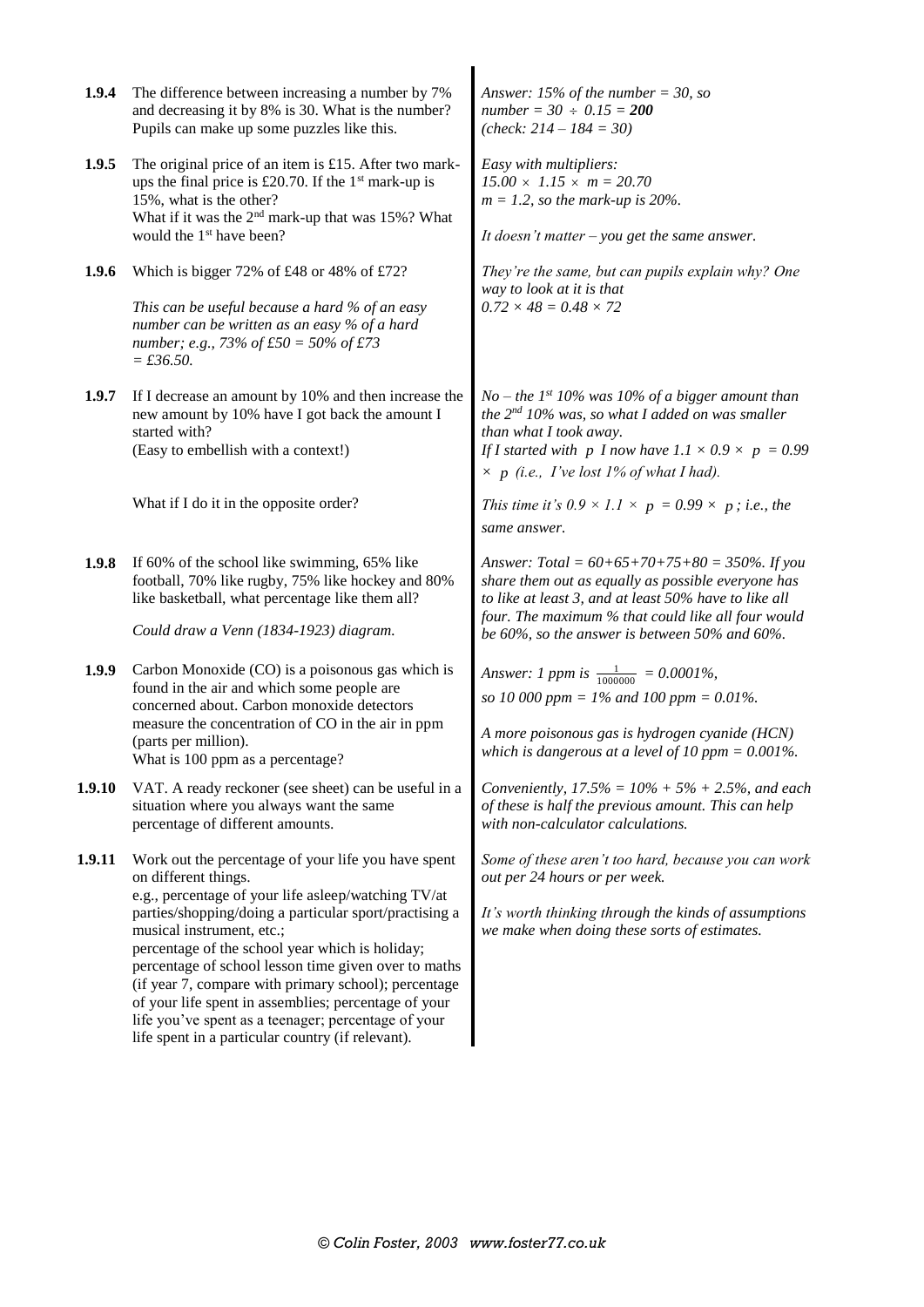| | | |
|---|---|---|
| **1.9.4** | The difference between increasing a number by 7% and decreasing it by 8% is 30. What is the number? Pupils can make up some puzzles like this. | *Answer: 15% of the number = 30, so number = 30 ÷ 0.15 =* ***200*** *(check: 214 – 184 = 30)* |
| **1.9.5** | The original price of an item is £15. After two mark-ups the final price is £20.70. If the 1st mark-up is 15%, what is the other? What if it was the 2nd mark-up that was 15%? What would the 1st have been? | *Easy with multipliers:* $15.00 \times 1.15 \times m = 20.70$ *$m = 1.2$, so the mark-up is 20%.* *It doesn't matter – you get the same answer.* |
| **1.9.6** | Which is bigger 72% of £48 or 48% of £72? *This can be useful because a hard % of an easy number can be written as an easy % of a hard number; e.g., 73% of £50 = 50% of £73 = £36.50.* | *They're the same, but can pupils explain why? One way to look at it is that* $0.72 \times 48 = 0.48 \times 72$ |
| **1.9.7** | If I decrease an amount by 10% and then increase the new amount by 10% have I got back the amount I started with? (Easy to embellish with a context!) What if I do it in the opposite order? | *No – the 1st 10% was 10% of a bigger amount than the 2nd 10% was, so what I added on was smaller than what I took away. If I started with $p$ I now have $1.1 \times 0.9 \times p = 0.99 \times p$ (i.e., I've lost 1% of what I had).* *This time it's $0.9 \times 1.1 \times p = 0.99 \times p$; i.e., the same answer.* |
| **1.9.8** | If 60% of the school like swimming, 65% like football, 70% like rugby, 75% like hockey and 80% like basketball, what percentage like them all? *Could draw a Venn (1834-1923) diagram.* | *Answer: Total = 60+65+70+75+80 = 350%. If you share them out as equally as possible everyone has to like at least 3, and at least 50% have to like all four. The maximum % that could like all four would be 60%, so the answer is between 50% and 60%.* |
| **1.9.9** | Carbon Monoxide (CO) is a poisonous gas which is found in the air and which some people are concerned about. Carbon monoxide detectors measure the concentration of CO in the air in ppm (parts per million). What is 100 ppm as a percentage? | *Answer: 1 ppm is* $\frac{1}{1000000}$ *= 0.0001%, so 10 000 ppm = 1% and 100 ppm = 0.01%.* *A more poisonous gas is hydrogen cyanide (HCN) which is dangerous at a level of 10 ppm = 0.001%.* |
| **1.9.10** | VAT. A ready reckoner (see sheet) can be useful in a situation where you always want the same percentage of different amounts. | *Conveniently, 17.5% = 10% + 5% + 2.5%, and each of these is half the previous amount. This can help with non-calculator calculations.* |
| **1.9.11** | Work out the percentage of your life you have spent on different things. e.g., percentage of your life asleep/watching TV/at parties/shopping/doing a particular sport/practising a musical instrument, etc.; percentage of the school year which is holiday; percentage of school lesson time given over to maths (if year 7, compare with primary school); percentage of your life spent in assemblies; percentage of your life you've spent as a teenager; percentage of your life spent in a particular country (if relevant). | *Some of these aren't too hard, because you can work out per 24 hours or per week.* *It's worth thinking through the kinds of assumptions we make when doing these sorts of estimates.* |

© Colin Foster, 2003 www.foster77.co.uk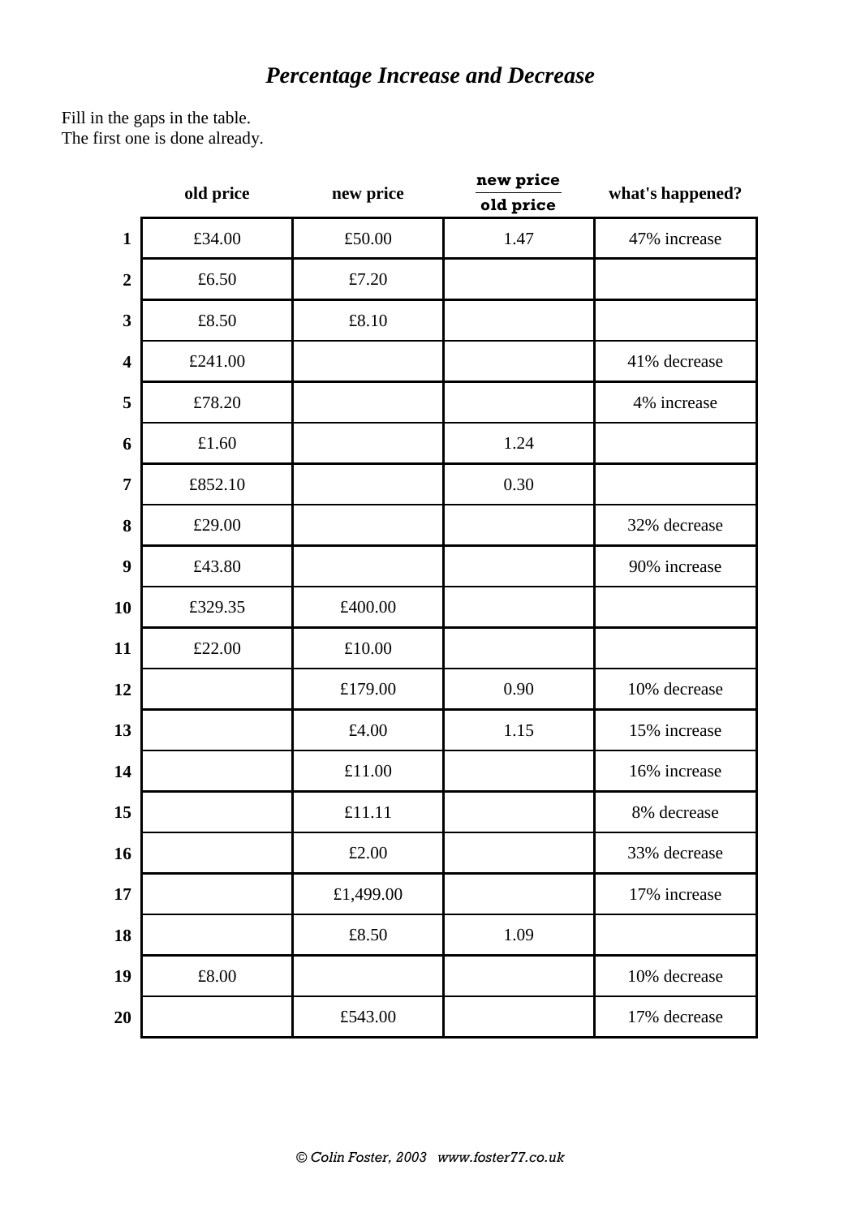# *Percentage Increase and Decrease*

Fill in the gaps in the table.
The first one is done already.

| | old price | new price | new price / old price | what's happened? |
|---|---|---|---|---|
| **1** | £34.00 | £50.00 | 1.47 | 47% increase |
| **2** | £6.50 | £7.20 | | |
| **3** | £8.50 | £8.10 | | |
| **4** | £241.00 | | | 41% decrease |
| **5** | £78.20 | | | 4% increase |
| **6** | £1.60 | | 1.24 | |
| **7** | £852.10 | | 0.30 | |
| **8** | £29.00 | | | 32% decrease |
| **9** | £43.80 | | | 90% increase |
| **10** | £329.35 | £400.00 | | |
| **11** | £22.00 | £10.00 | | |
| **12** | | £179.00 | 0.90 | 10% decrease |
| **13** | | £4.00 | 1.15 | 15% increase |
| **14** | | £11.00 | | 16% increase |
| **15** | | £11.11 | | 8% decrease |
| **16** | | £2.00 | | 33% decrease |
| **17** | | £1,499.00 | | 17% increase |
| **18** | | £8.50 | 1.09 | |
| **19** | £8.00 | | | 10% decrease |
| **20** | | £543.00 | | 17% decrease |

*© Colin Foster, 2003 www.foster77.co.uk*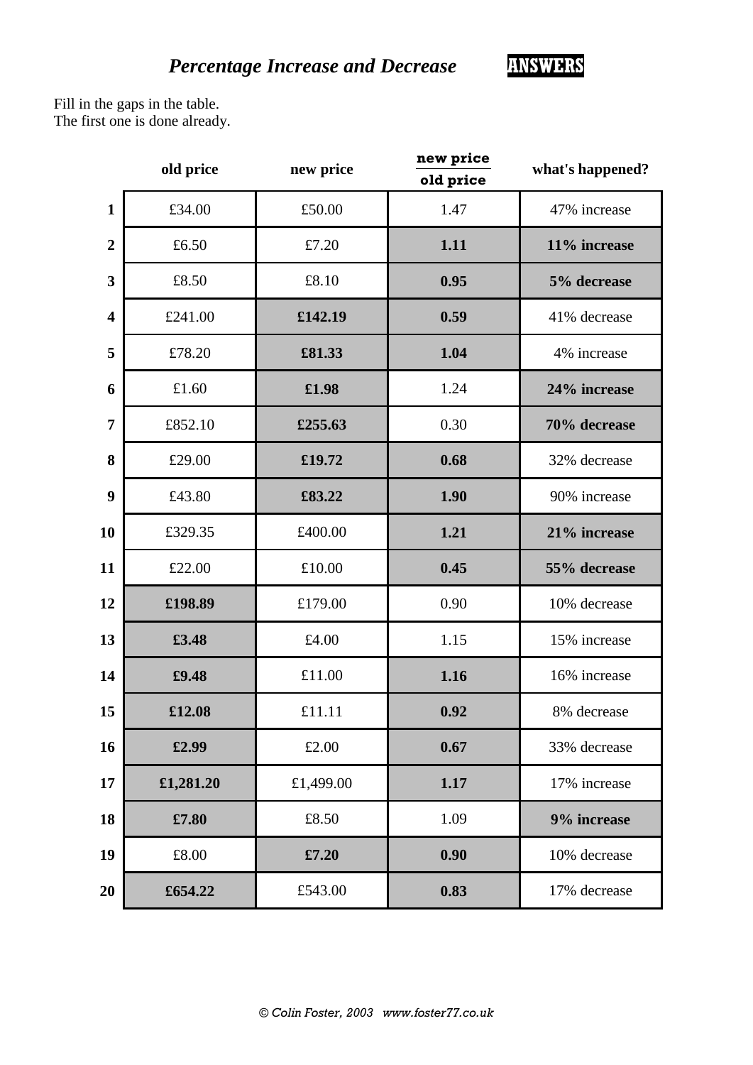# *Percentage Increase and Decrease* ANSWERS

Fill in the gaps in the table.
The first one is done already.

| | old price | new price | new price / old price | what's happened? |
|---|---|---|---|---|
| **1** | £34.00 | £50.00 | 1.47 | 47% increase |
| **2** | £6.50 | £7.20 | **1.11** | **11% increase** |
| **3** | £8.50 | £8.10 | **0.95** | **5% decrease** |
| **4** | £241.00 | **£142.19** | **0.59** | 41% decrease |
| **5** | £78.20 | **£81.33** | **1.04** | 4% increase |
| **6** | £1.60 | **£1.98** | 1.24 | **24% increase** |
| **7** | £852.10 | **£255.63** | 0.30 | **70% decrease** |
| **8** | £29.00 | **£19.72** | **0.68** | 32% decrease |
| **9** | £43.80 | **£83.22** | **1.90** | 90% increase |
| **10** | £329.35 | £400.00 | **1.21** | **21% increase** |
| **11** | £22.00 | £10.00 | **0.45** | **55% decrease** |
| **12** | **£198.89** | £179.00 | 0.90 | 10% decrease |
| **13** | **£3.48** | £4.00 | 1.15 | 15% increase |
| **14** | **£9.48** | £11.00 | **1.16** | 16% increase |
| **15** | **£12.08** | £11.11 | **0.92** | 8% decrease |
| **16** | **£2.99** | £2.00 | **0.67** | 33% decrease |
| **17** | **£1,281.20** | £1,499.00 | **1.17** | 17% increase |
| **18** | **£7.80** | £8.50 | 1.09 | **9% increase** |
| **19** | £8.00 | **£7.20** | **0.90** | 10% decrease |
| **20** | **£654.22** | £543.00 | **0.83** | 17% decrease |

*© Colin Foster, 2003 www.foster77.co.uk*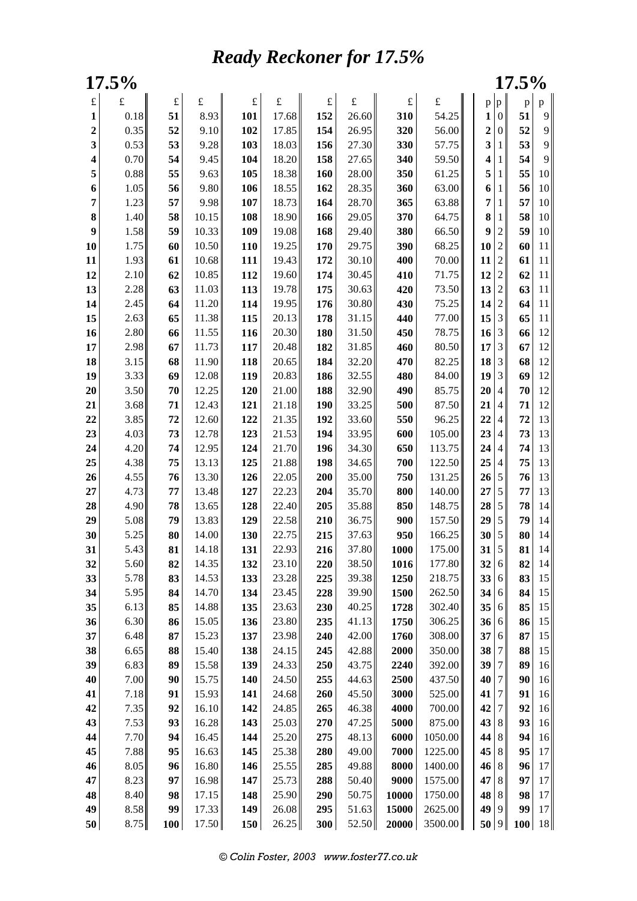# *Ready Reckoner for 17.5%*

**17.5%** **17.5%**

| £ | £ | £ | £ | £ | £ | £ | £ | £ | £ | p | p | p | p |
|---|---|---|---|---|---|---|---|---|---|---|---|---|---|
| **1** | 0.18 | **51** | 8.93 | **101** | 17.68 | **152** | 26.60 | **310** | 54.25 | **1** | 0 | **51** | 9 |
| **2** | 0.35 | **52** | 9.10 | **102** | 17.85 | **154** | 26.95 | **320** | 56.00 | **2** | 0 | **52** | 9 |
| **3** | 0.53 | **53** | 9.28 | **103** | 18.03 | **156** | 27.30 | **330** | 57.75 | **3** | 1 | **53** | 9 |
| **4** | 0.70 | **54** | 9.45 | **104** | 18.20 | **158** | 27.65 | **340** | 59.50 | **4** | 1 | **54** | 9 |
| **5** | 0.88 | **55** | 9.63 | **105** | 18.38 | **160** | 28.00 | **350** | 61.25 | **5** | 1 | **55** | 10 |
| **6** | 1.05 | **56** | 9.80 | **106** | 18.55 | **162** | 28.35 | **360** | 63.00 | **6** | 1 | **56** | 10 |
| **7** | 1.23 | **57** | 9.98 | **107** | 18.73 | **164** | 28.70 | **365** | 63.88 | **7** | 1 | **57** | 10 |
| **8** | 1.40 | **58** | 10.15 | **108** | 18.90 | **166** | 29.05 | **370** | 64.75 | **8** | 1 | **58** | 10 |
| **9** | 1.58 | **59** | 10.33 | **109** | 19.08 | **168** | 29.40 | **380** | 66.50 | **9** | 2 | **59** | 10 |
| **10** | 1.75 | **60** | 10.50 | **110** | 19.25 | **170** | 29.75 | **390** | 68.25 | **10** | 2 | **60** | 11 |
| **11** | 1.93 | **61** | 10.68 | **111** | 19.43 | **172** | 30.10 | **400** | 70.00 | **11** | 2 | **61** | 11 |
| **12** | 2.10 | **62** | 10.85 | **112** | 19.60 | **174** | 30.45 | **410** | 71.75 | **12** | 2 | **62** | 11 |
| **13** | 2.28 | **63** | 11.03 | **113** | 19.78 | **175** | 30.63 | **420** | 73.50 | **13** | 2 | **63** | 11 |
| **14** | 2.45 | **64** | 11.20 | **114** | 19.95 | **176** | 30.80 | **430** | 75.25 | **14** | 2 | **64** | 11 |
| **15** | 2.63 | **65** | 11.38 | **115** | 20.13 | **178** | 31.15 | **440** | 77.00 | **15** | 3 | **65** | 11 |
| **16** | 2.80 | **66** | 11.55 | **116** | 20.30 | **180** | 31.50 | **450** | 78.75 | **16** | 3 | **66** | 12 |
| **17** | 2.98 | **67** | 11.73 | **117** | 20.48 | **182** | 31.85 | **460** | 80.50 | **17** | 3 | **67** | 12 |
| **18** | 3.15 | **68** | 11.90 | **118** | 20.65 | **184** | 32.20 | **470** | 82.25 | **18** | 3 | **68** | 12 |
| **19** | 3.33 | **69** | 12.08 | **119** | 20.83 | **186** | 32.55 | **480** | 84.00 | **19** | 3 | **69** | 12 |
| **20** | 3.50 | **70** | 12.25 | **120** | 21.00 | **188** | 32.90 | **490** | 85.75 | **20** | 4 | **70** | 12 |
| **21** | 3.68 | **71** | 12.43 | **121** | 21.18 | **190** | 33.25 | **500** | 87.50 | **21** | 4 | **71** | 12 |
| **22** | 3.85 | **72** | 12.60 | **122** | 21.35 | **192** | 33.60 | **550** | 96.25 | **22** | 4 | **72** | 13 |
| **23** | 4.03 | **73** | 12.78 | **123** | 21.53 | **194** | 33.95 | **600** | 105.00 | **23** | 4 | **73** | 13 |
| **24** | 4.20 | **74** | 12.95 | **124** | 21.70 | **196** | 34.30 | **650** | 113.75 | **24** | 4 | **74** | 13 |
| **25** | 4.38 | **75** | 13.13 | **125** | 21.88 | **198** | 34.65 | **700** | 122.50 | **25** | 4 | **75** | 13 |
| **26** | 4.55 | **76** | 13.30 | **126** | 22.05 | **200** | 35.00 | **750** | 131.25 | **26** | 5 | **76** | 13 |
| **27** | 4.73 | **77** | 13.48 | **127** | 22.23 | **204** | 35.70 | **800** | 140.00 | **27** | 5 | **77** | 13 |
| **28** | 4.90 | **78** | 13.65 | **128** | 22.40 | **205** | 35.88 | **850** | 148.75 | **28** | 5 | **78** | 14 |
| **29** | 5.08 | **79** | 13.83 | **129** | 22.58 | **210** | 36.75 | **900** | 157.50 | **29** | 5 | **79** | 14 |
| **30** | 5.25 | **80** | 14.00 | **130** | 22.75 | **215** | 37.63 | **950** | 166.25 | **30** | 5 | **80** | 14 |
| **31** | 5.43 | **81** | 14.18 | **131** | 22.93 | **216** | 37.80 | **1000** | 175.00 | **31** | 5 | **81** | 14 |
| **32** | 5.60 | **82** | 14.35 | **132** | 23.10 | **220** | 38.50 | **1016** | 177.80 | **32** | 6 | **82** | 14 |
| **33** | 5.78 | **83** | 14.53 | **133** | 23.28 | **225** | 39.38 | **1250** | 218.75 | **33** | 6 | **83** | 15 |
| **34** | 5.95 | **84** | 14.70 | **134** | 23.45 | **228** | 39.90 | **1500** | 262.50 | **34** | 6 | **84** | 15 |
| **35** | 6.13 | **85** | 14.88 | **135** | 23.63 | **230** | 40.25 | **1728** | 302.40 | **35** | 6 | **85** | 15 |
| **36** | 6.30 | **86** | 15.05 | **136** | 23.80 | **235** | 41.13 | **1750** | 306.25 | **36** | 6 | **86** | 15 |
| **37** | 6.48 | **87** | 15.23 | **137** | 23.98 | **240** | 42.00 | **1760** | 308.00 | **37** | 6 | **87** | 15 |
| **38** | 6.65 | **88** | 15.40 | **138** | 24.15 | **245** | 42.88 | **2000** | 350.00 | **38** | 7 | **88** | 15 |
| **39** | 6.83 | **89** | 15.58 | **139** | 24.33 | **250** | 43.75 | **2240** | 392.00 | **39** | 7 | **89** | 16 |
| **40** | 7.00 | **90** | 15.75 | **140** | 24.50 | **255** | 44.63 | **2500** | 437.50 | **40** | 7 | **90** | 16 |
| **41** | 7.18 | **91** | 15.93 | **141** | 24.68 | **260** | 45.50 | **3000** | 525.00 | **41** | 7 | **91** | 16 |
| **42** | 7.35 | **92** | 16.10 | **142** | 24.85 | **265** | 46.38 | **4000** | 700.00 | **42** | 7 | **92** | 16 |
| **43** | 7.53 | **93** | 16.28 | **143** | 25.03 | **270** | 47.25 | **5000** | 875.00 | **43** | 8 | **93** | 16 |
| **44** | 7.70 | **94** | 16.45 | **144** | 25.20 | **275** | 48.13 | **6000** | 1050.00 | **44** | 8 | **94** | 16 |
| **45** | 7.88 | **95** | 16.63 | **145** | 25.38 | **280** | 49.00 | **7000** | 1225.00 | **45** | 8 | **95** | 17 |
| **46** | 8.05 | **96** | 16.80 | **146** | 25.55 | **285** | 49.88 | **8000** | 1400.00 | **46** | 8 | **96** | 17 |
| **47** | 8.23 | **97** | 16.98 | **147** | 25.73 | **288** | 50.40 | **9000** | 1575.00 | **47** | 8 | **97** | 17 |
| **48** | 8.40 | **98** | 17.15 | **148** | 25.90 | **290** | 50.75 | **10000** | 1750.00 | **48** | 8 | **98** | 17 |
| **49** | 8.58 | **99** | 17.33 | **149** | 26.08 | **295** | 51.63 | **15000** | 2625.00 | **49** | 9 | **99** | 17 |
| **50** | 8.75 | **100** | 17.50 | **150** | 26.25 | **300** | 52.50 | **20000** | 3500.00 | **50** | 9 | **100** | 18 |

*© Colin Foster, 2003 www.foster77.co.uk*